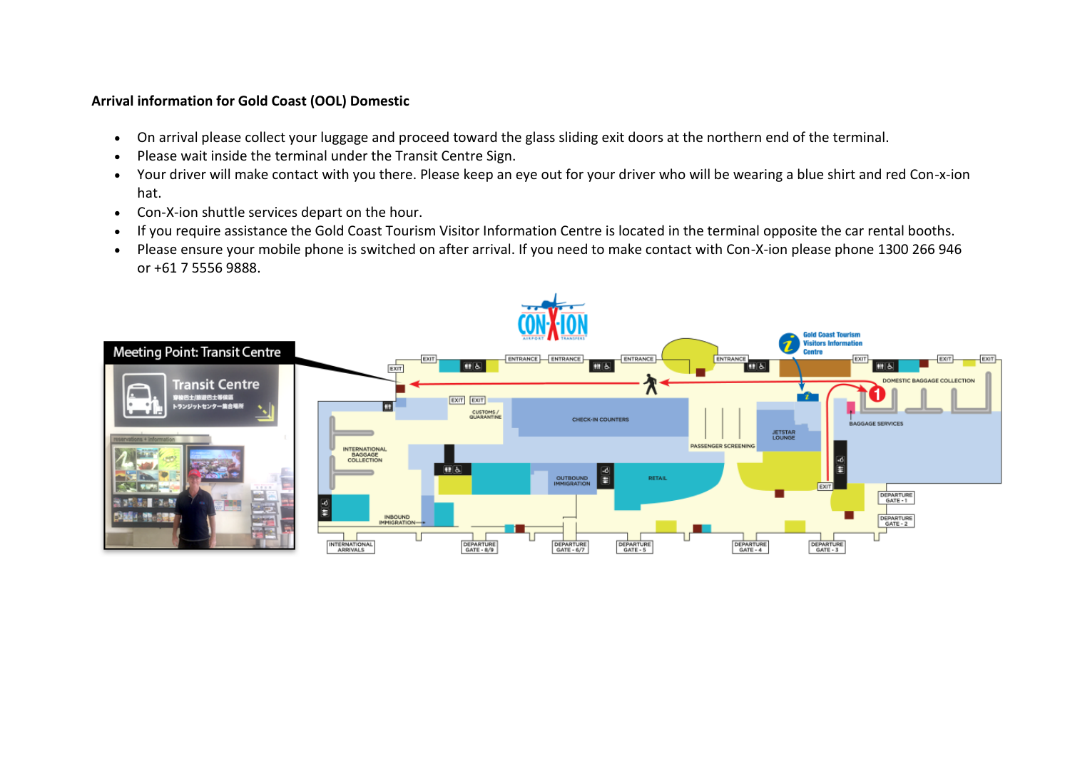**Arrival information for Gold Coast (OOL) Domestic**

- On arrival please collect your luggage and proceed toward the glass sliding exit doors at the northern end of the terminal.
- Please wait inside the terminal under the Transit Centre Sign.
- Your driver will make contact with you there. Please keep an eye out for your driver who will be wearing a blue shirt and red Con-x-ion hat.
- Con-X-ion shuttle services depart on the hour.
- If you require assistance the Gold Coast Tourism Visitor Information Centre is located in the terminal opposite the car rental booths.
- Please ensure your mobile phone is switched on after arrival. If you need to make contact with Con-X-ion please phone 1300 266 946 or +61 7 5556 9888.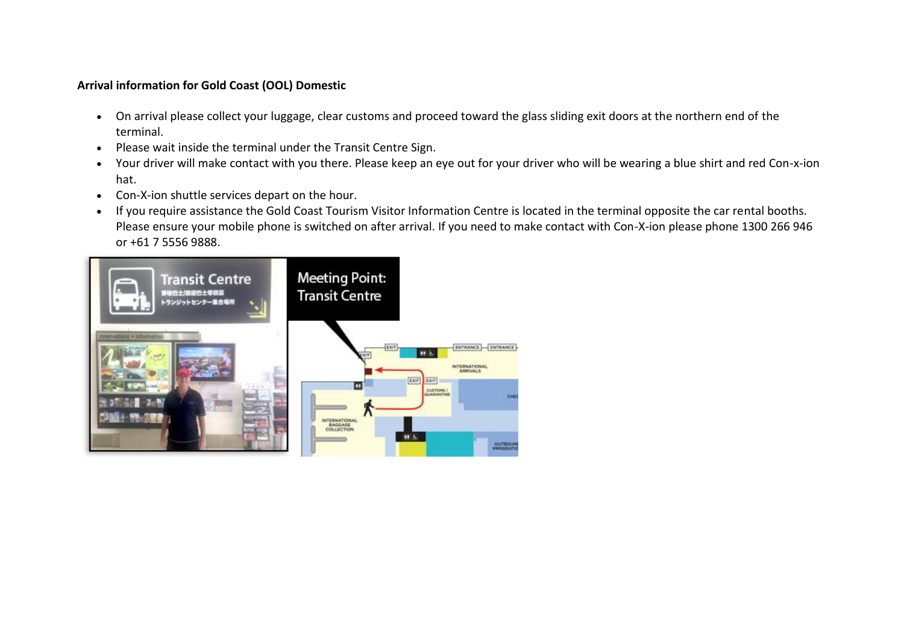**Arrival information for Gold Coast (OOL) Domestic**

- On arrival please collect your luggage, clear customs and proceed toward the glass sliding exit doors at the northern end of the terminal.
- Please wait inside the terminal under the Transit Centre Sign.
- Your driver will make contact with you there. Please keep an eye out for your driver who will be wearing a blue shirt and red Con-x-ion hat.
- Con-X-ion shuttle services depart on the hour.
- If you require assistance the Gold Coast Tourism Visitor Information Centre is located in the terminal opposite the car rental booths. Please ensure your mobile phone is switched on after arrival. If you need to make contact with Con-X-ion please phone 1300 266 946 or +61 7 5556 9888.